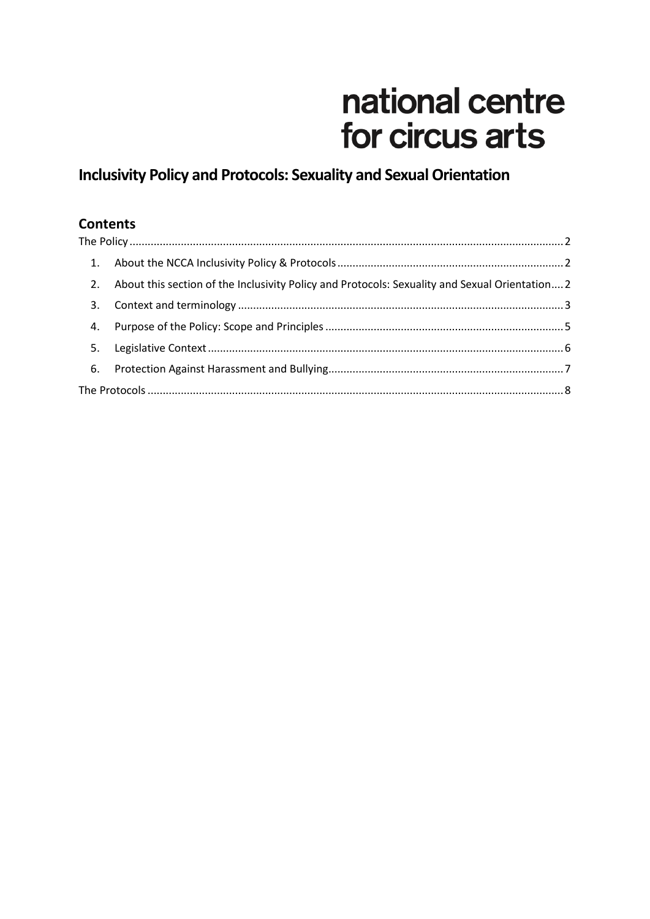national centre for circus arts

# Inclusivity Policy and Protocols: Sexuality and Sexual Orientation

## Contents

The Policy ........ 2

1. About the NCCA Inclusivity Policy & Protocols ........ 2
2. About this section of the Inclusivity Policy and Protocols: Sexuality and Sexual Orientation ........ 2
3. Context and terminology ........ 3
4. Purpose of the Policy: Scope and Principles ........ 5
5. Legislative Context ........ 6
6. Protection Against Harassment and Bullying ........ 7

The Protocols ........ 8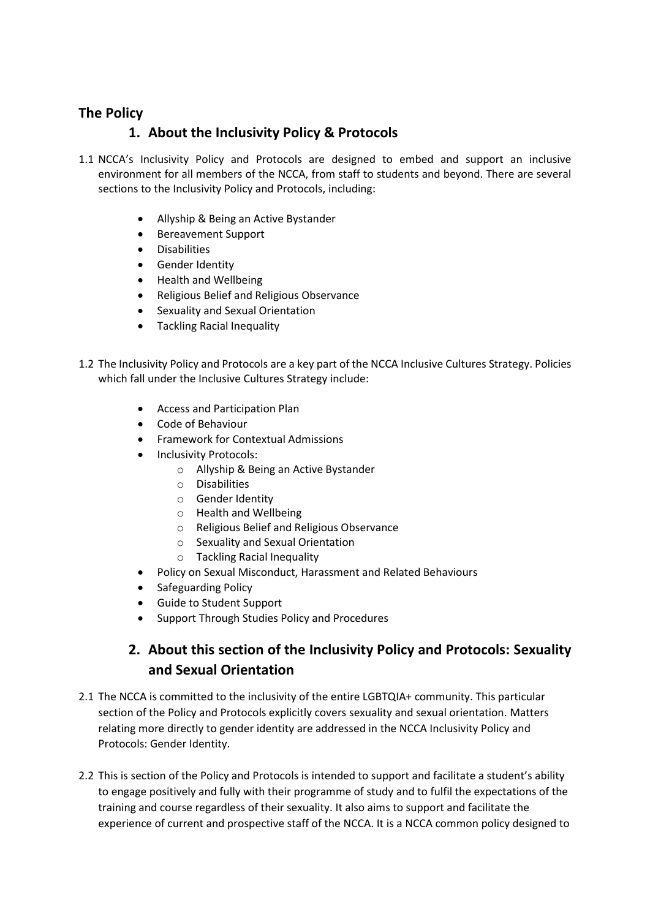## The Policy

### 1. About the Inclusivity Policy & Protocols

1.1 NCCA's Inclusivity Policy and Protocols are designed to embed and support an inclusive environment for all members of the NCCA, from staff to students and beyond. There are several sections to the Inclusivity Policy and Protocols, including:

- Allyship & Being an Active Bystander
- Bereavement Support
- Disabilities
- Gender Identity
- Health and Wellbeing
- Religious Belief and Religious Observance
- Sexuality and Sexual Orientation
- Tackling Racial Inequality

1.2 The Inclusivity Policy and Protocols are a key part of the NCCA Inclusive Cultures Strategy. Policies which fall under the Inclusive Cultures Strategy include:

- Access and Participation Plan
- Code of Behaviour
- Framework for Contextual Admissions
- Inclusivity Protocols:
  - Allyship & Being an Active Bystander
  - Disabilities
  - Gender Identity
  - Health and Wellbeing
  - Religious Belief and Religious Observance
  - Sexuality and Sexual Orientation
  - Tackling Racial Inequality
- Policy on Sexual Misconduct, Harassment and Related Behaviours
- Safeguarding Policy
- Guide to Student Support
- Support Through Studies Policy and Procedures

### 2. About this section of the Inclusivity Policy and Protocols: Sexuality and Sexual Orientation

2.1 The NCCA is committed to the inclusivity of the entire LGBTQIA+ community. This particular section of the Policy and Protocols explicitly covers sexuality and sexual orientation. Matters relating more directly to gender identity are addressed in the NCCA Inclusivity Policy and Protocols: Gender Identity.

2.2 This is section of the Policy and Protocols is intended to support and facilitate a student's ability to engage positively and fully with their programme of study and to fulfil the expectations of the training and course regardless of their sexuality. It also aims to support and facilitate the experience of current and prospective staff of the NCCA. It is a NCCA common policy designed to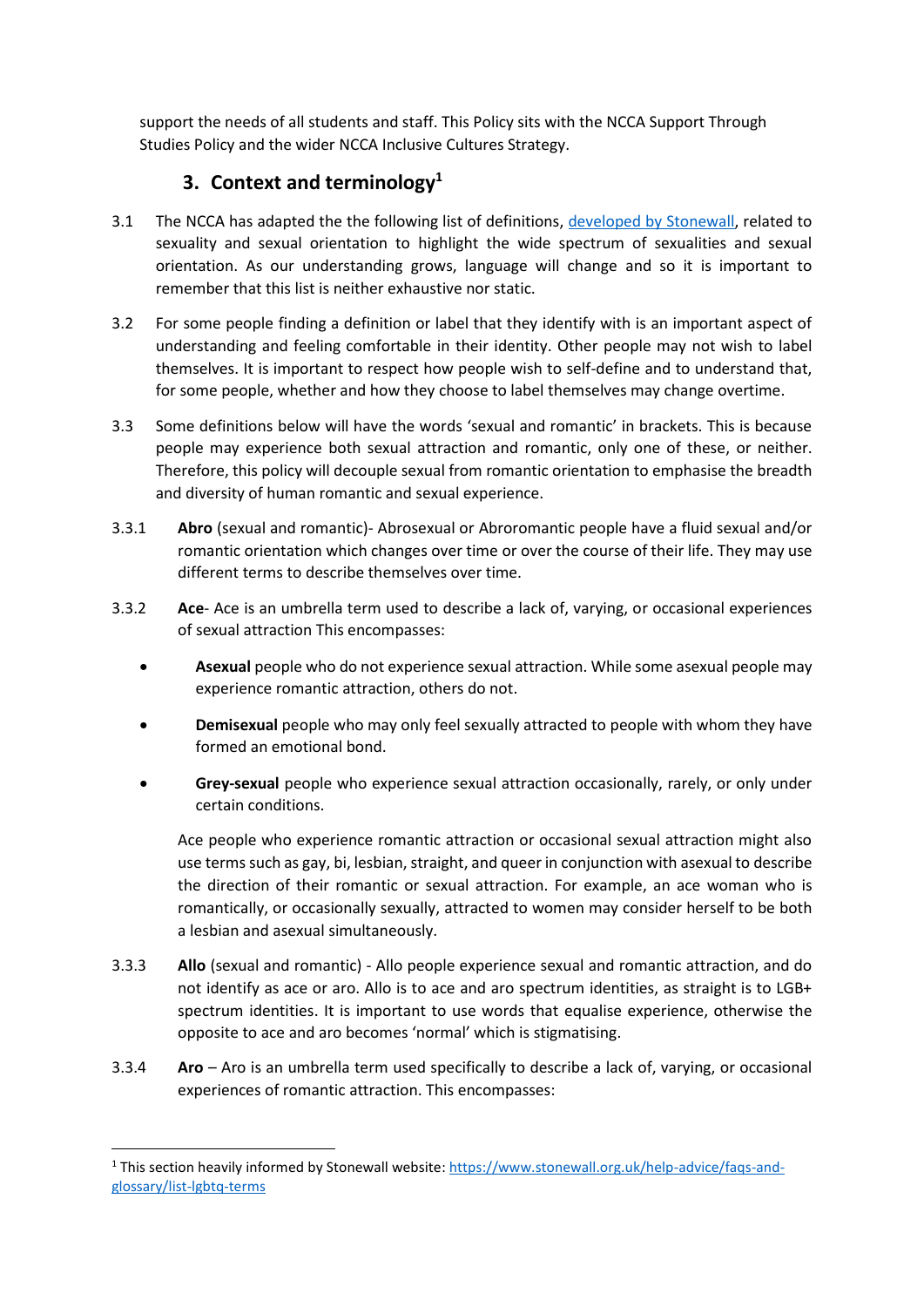support the needs of all students and staff. This Policy sits with the NCCA Support Through Studies Policy and the wider NCCA Inclusive Cultures Strategy.

## 3. Context and terminology[1]

3.1 The NCCA has adapted the the following list of definitions, [developed by Stonewall](https://www.stonewall.org.uk/help-advice/faqs-and-glossary/list-lgbtq-terms), related to sexuality and sexual orientation to highlight the wide spectrum of sexualities and sexual orientation. As our understanding grows, language will change and so it is important to remember that this list is neither exhaustive nor static.

3.2 For some people finding a definition or label that they identify with is an important aspect of understanding and feeling comfortable in their identity. Other people may not wish to label themselves. It is important to respect how people wish to self-define and to understand that, for some people, whether and how they choose to label themselves may change overtime.

3.3 Some definitions below will have the words 'sexual and romantic' in brackets. This is because people may experience both sexual attraction and romantic, only one of these, or neither. Therefore, this policy will decouple sexual from romantic orientation to emphasise the breadth and diversity of human romantic and sexual experience.

3.3.1 **Abro** (sexual and romantic)- Abrosexual or Abroromantic people have a fluid sexual and/or romantic orientation which changes over time or over the course of their life. They may use different terms to describe themselves over time.

3.3.2 **Ace**- Ace is an umbrella term used to describe a lack of, varying, or occasional experiences of sexual attraction This encompasses:

- **Asexual** people who do not experience sexual attraction. While some asexual people may experience romantic attraction, others do not.
- **Demisexual** people who may only feel sexually attracted to people with whom they have formed an emotional bond.
- **Grey-sexual** people who experience sexual attraction occasionally, rarely, or only under certain conditions.

Ace people who experience romantic attraction or occasional sexual attraction might also use terms such as gay, bi, lesbian, straight, and queer in conjunction with asexual to describe the direction of their romantic or sexual attraction. For example, an ace woman who is romantically, or occasionally sexually, attracted to women may consider herself to be both a lesbian and asexual simultaneously.

3.3.3 **Allo** (sexual and romantic) - Allo people experience sexual and romantic attraction, and do not identify as ace or aro. Allo is to ace and aro spectrum identities, as straight is to LGB+ spectrum identities. It is important to use words that equalise experience, otherwise the opposite to ace and aro becomes 'normal' which is stigmatising.

3.3.4 **Aro** – Aro is an umbrella term used specifically to describe a lack of, varying, or occasional experiences of romantic attraction. This encompasses:

---

[1] This section heavily informed by Stonewall website: [https://www.stonewall.org.uk/help-advice/faqs-and-glossary/list-lgbtq-terms](https://www.stonewall.org.uk/help-advice/faqs-and-glossary/list-lgbtq-terms)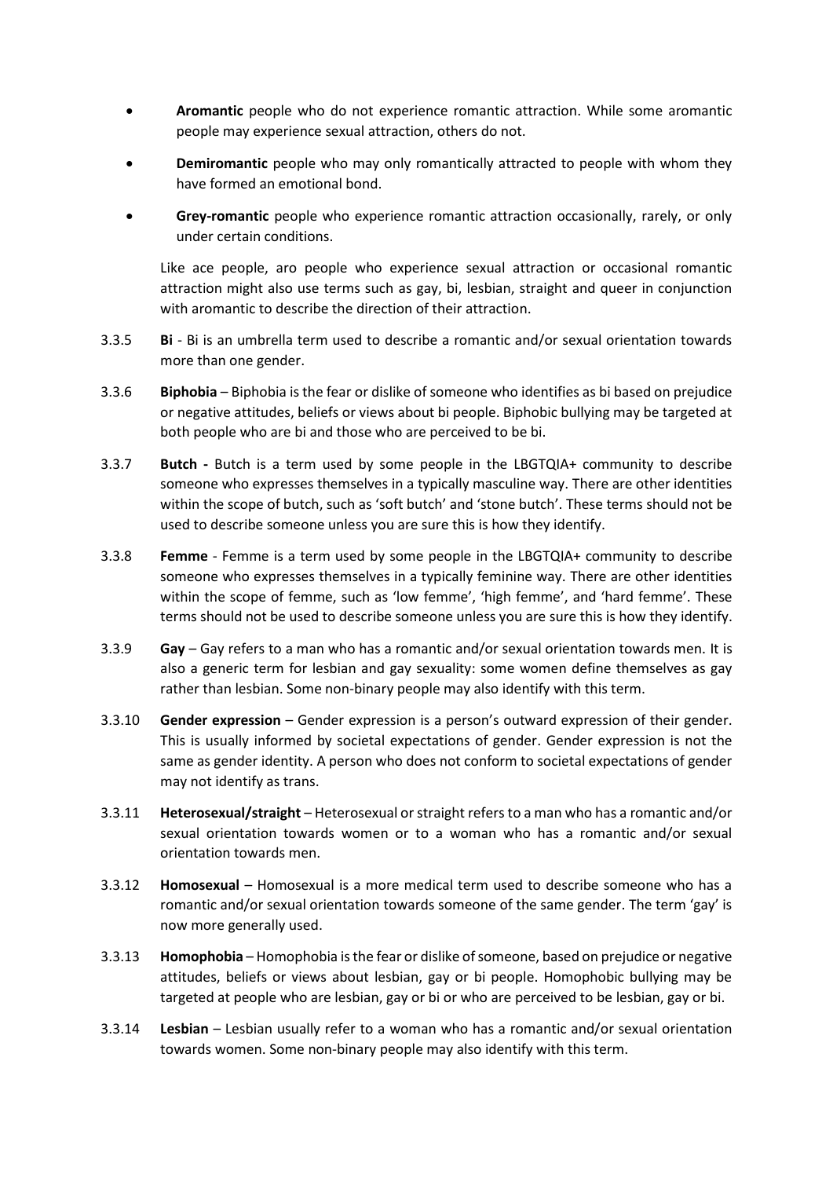- **Aromantic** people who do not experience romantic attraction. While some aromantic people may experience sexual attraction, others do not.
- **Demiromantic** people who may only romantically attracted to people with whom they have formed an emotional bond.
- **Grey-romantic** people who experience romantic attraction occasionally, rarely, or only under certain conditions.

Like ace people, aro people who experience sexual attraction or occasional romantic attraction might also use terms such as gay, bi, lesbian, straight and queer in conjunction with aromantic to describe the direction of their attraction.

3.3.5 **Bi** - Bi is an umbrella term used to describe a romantic and/or sexual orientation towards more than one gender.

3.3.6 **Biphobia** – Biphobia is the fear or dislike of someone who identifies as bi based on prejudice or negative attitudes, beliefs or views about bi people. Biphobic bullying may be targeted at both people who are bi and those who are perceived to be bi.

3.3.7 **Butch -** Butch is a term used by some people in the LBGTQIA+ community to describe someone who expresses themselves in a typically masculine way. There are other identities within the scope of butch, such as 'soft butch' and 'stone butch'. These terms should not be used to describe someone unless you are sure this is how they identify.

3.3.8 **Femme** - Femme is a term used by some people in the LBGTQIA+ community to describe someone who expresses themselves in a typically feminine way. There are other identities within the scope of femme, such as 'low femme', 'high femme', and 'hard femme'. These terms should not be used to describe someone unless you are sure this is how they identify.

3.3.9 **Gay** – Gay refers to a man who has a romantic and/or sexual orientation towards men. It is also a generic term for lesbian and gay sexuality: some women define themselves as gay rather than lesbian. Some non-binary people may also identify with this term.

3.3.10 **Gender expression** – Gender expression is a person's outward expression of their gender. This is usually informed by societal expectations of gender. Gender expression is not the same as gender identity. A person who does not conform to societal expectations of gender may not identify as trans.

3.3.11 **Heterosexual/straight** – Heterosexual or straight refers to a man who has a romantic and/or sexual orientation towards women or to a woman who has a romantic and/or sexual orientation towards men.

3.3.12 **Homosexual** – Homosexual is a more medical term used to describe someone who has a romantic and/or sexual orientation towards someone of the same gender. The term 'gay' is now more generally used.

3.3.13 **Homophobia** – Homophobia is the fear or dislike of someone, based on prejudice or negative attitudes, beliefs or views about lesbian, gay or bi people. Homophobic bullying may be targeted at people who are lesbian, gay or bi or who are perceived to be lesbian, gay or bi.

3.3.14 **Lesbian** – Lesbian usually refer to a woman who has a romantic and/or sexual orientation towards women. Some non-binary people may also identify with this term.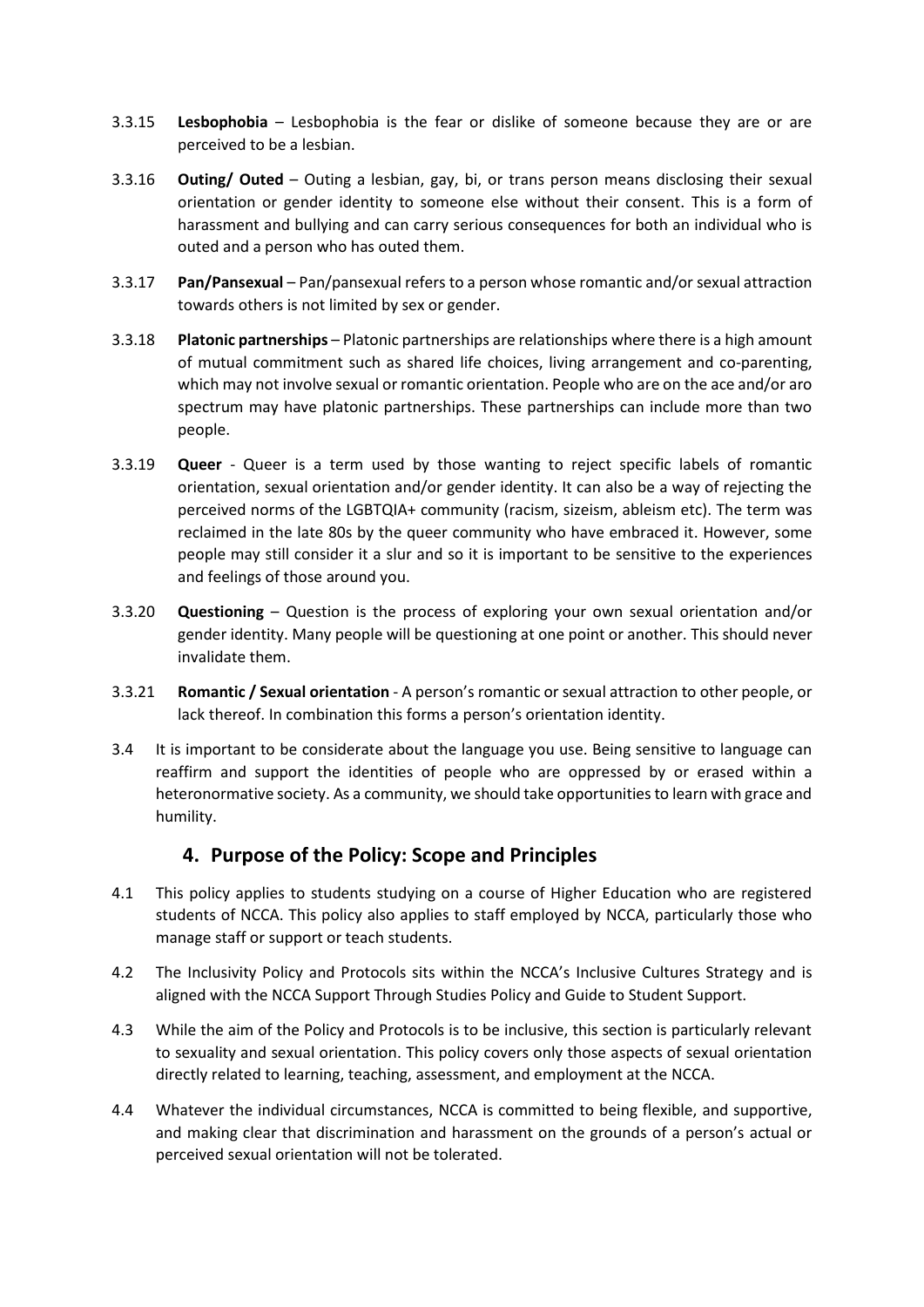3.3.15 **Lesbophobia** – Lesbophobia is the fear or dislike of someone because they are or are perceived to be a lesbian.

3.3.16 **Outing/ Outed** – Outing a lesbian, gay, bi, or trans person means disclosing their sexual orientation or gender identity to someone else without their consent. This is a form of harassment and bullying and can carry serious consequences for both an individual who is outed and a person who has outed them.

3.3.17 **Pan/Pansexual** – Pan/pansexual refers to a person whose romantic and/or sexual attraction towards others is not limited by sex or gender.

3.3.18 **Platonic partnerships** – Platonic partnerships are relationships where there is a high amount of mutual commitment such as shared life choices, living arrangement and co-parenting, which may not involve sexual or romantic orientation. People who are on the ace and/or aro spectrum may have platonic partnerships. These partnerships can include more than two people.

3.3.19 **Queer** - Queer is a term used by those wanting to reject specific labels of romantic orientation, sexual orientation and/or gender identity. It can also be a way of rejecting the perceived norms of the LGBTQIA+ community (racism, sizeism, ableism etc). The term was reclaimed in the late 80s by the queer community who have embraced it. However, some people may still consider it a slur and so it is important to be sensitive to the experiences and feelings of those around you.

3.3.20 **Questioning** – Question is the process of exploring your own sexual orientation and/or gender identity. Many people will be questioning at one point or another. This should never invalidate them.

3.3.21 **Romantic / Sexual orientation** - A person's romantic or sexual attraction to other people, or lack thereof. In combination this forms a person's orientation identity.

3.4 It is important to be considerate about the language you use. Being sensitive to language can reaffirm and support the identities of people who are oppressed by or erased within a heteronormative society. As a community, we should take opportunities to learn with grace and humility.

## 4. Purpose of the Policy: Scope and Principles

4.1 This policy applies to students studying on a course of Higher Education who are registered students of NCCA. This policy also applies to staff employed by NCCA, particularly those who manage staff or support or teach students.

4.2 The Inclusivity Policy and Protocols sits within the NCCA's Inclusive Cultures Strategy and is aligned with the NCCA Support Through Studies Policy and Guide to Student Support.

4.3 While the aim of the Policy and Protocols is to be inclusive, this section is particularly relevant to sexuality and sexual orientation. This policy covers only those aspects of sexual orientation directly related to learning, teaching, assessment, and employment at the NCCA.

4.4 Whatever the individual circumstances, NCCA is committed to being flexible, and supportive, and making clear that discrimination and harassment on the grounds of a person's actual or perceived sexual orientation will not be tolerated.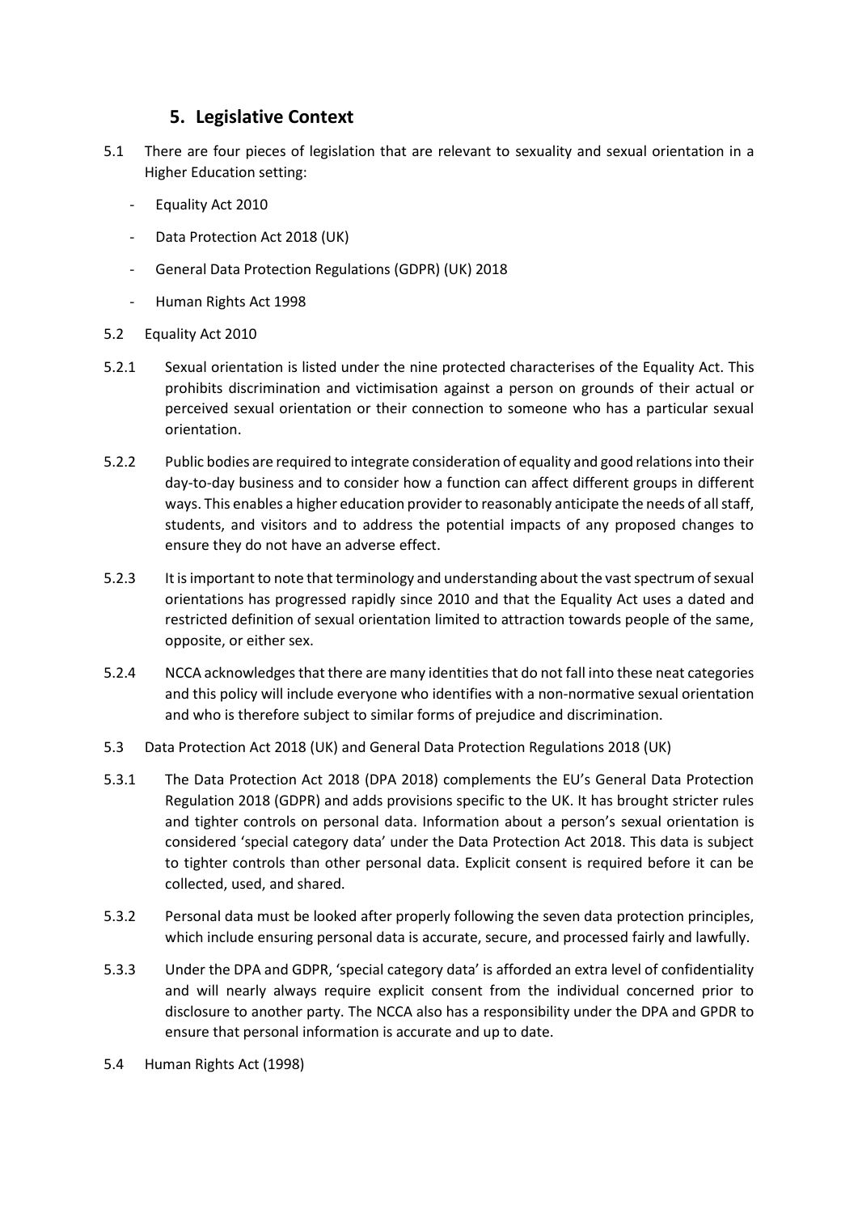## 5. Legislative Context

5.1 There are four pieces of legislation that are relevant to sexuality and sexual orientation in a Higher Education setting:

- Equality Act 2010
- Data Protection Act 2018 (UK)
- General Data Protection Regulations (GDPR) (UK) 2018
- Human Rights Act 1998

5.2 Equality Act 2010

5.2.1 Sexual orientation is listed under the nine protected characterises of the Equality Act. This prohibits discrimination and victimisation against a person on grounds of their actual or perceived sexual orientation or their connection to someone who has a particular sexual orientation.

5.2.2 Public bodies are required to integrate consideration of equality and good relations into their day-to-day business and to consider how a function can affect different groups in different ways. This enables a higher education provider to reasonably anticipate the needs of all staff, students, and visitors and to address the potential impacts of any proposed changes to ensure they do not have an adverse effect.

5.2.3 It is important to note that terminology and understanding about the vast spectrum of sexual orientations has progressed rapidly since 2010 and that the Equality Act uses a dated and restricted definition of sexual orientation limited to attraction towards people of the same, opposite, or either sex.

5.2.4 NCCA acknowledges that there are many identities that do not fall into these neat categories and this policy will include everyone who identifies with a non-normative sexual orientation and who is therefore subject to similar forms of prejudice and discrimination.

5.3 Data Protection Act 2018 (UK) and General Data Protection Regulations 2018 (UK)

5.3.1 The Data Protection Act 2018 (DPA 2018) complements the EU's General Data Protection Regulation 2018 (GDPR) and adds provisions specific to the UK. It has brought stricter rules and tighter controls on personal data. Information about a person's sexual orientation is considered 'special category data' under the Data Protection Act 2018. This data is subject to tighter controls than other personal data. Explicit consent is required before it can be collected, used, and shared.

5.3.2 Personal data must be looked after properly following the seven data protection principles, which include ensuring personal data is accurate, secure, and processed fairly and lawfully.

5.3.3 Under the DPA and GDPR, 'special category data' is afforded an extra level of confidentiality and will nearly always require explicit consent from the individual concerned prior to disclosure to another party. The NCCA also has a responsibility under the DPA and GPDR to ensure that personal information is accurate and up to date.

5.4 Human Rights Act (1998)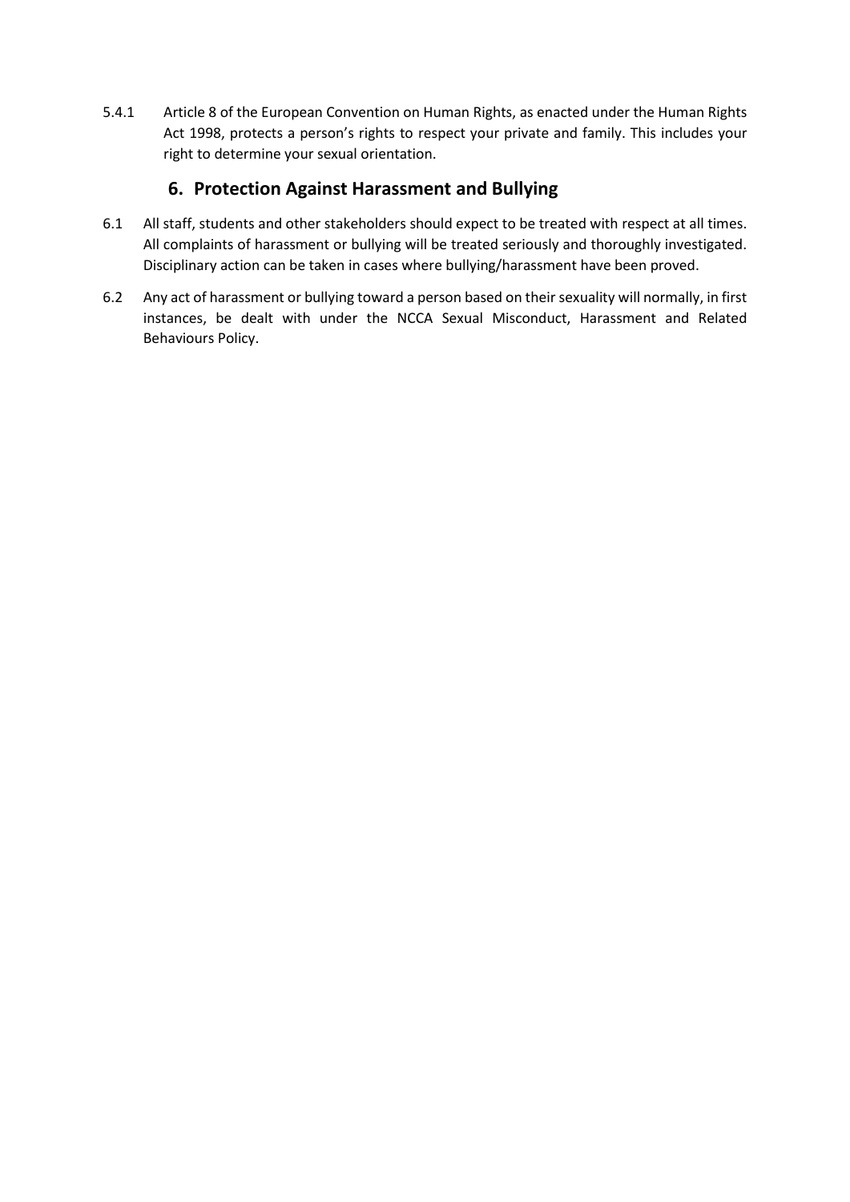5.4.1 Article 8 of the European Convention on Human Rights, as enacted under the Human Rights Act 1998, protects a person's rights to respect your private and family. This includes your right to determine your sexual orientation.

## 6. Protection Against Harassment and Bullying

6.1 All staff, students and other stakeholders should expect to be treated with respect at all times. All complaints of harassment or bullying will be treated seriously and thoroughly investigated. Disciplinary action can be taken in cases where bullying/harassment have been proved.

6.2 Any act of harassment or bullying toward a person based on their sexuality will normally, in first instances, be dealt with under the NCCA Sexual Misconduct, Harassment and Related Behaviours Policy.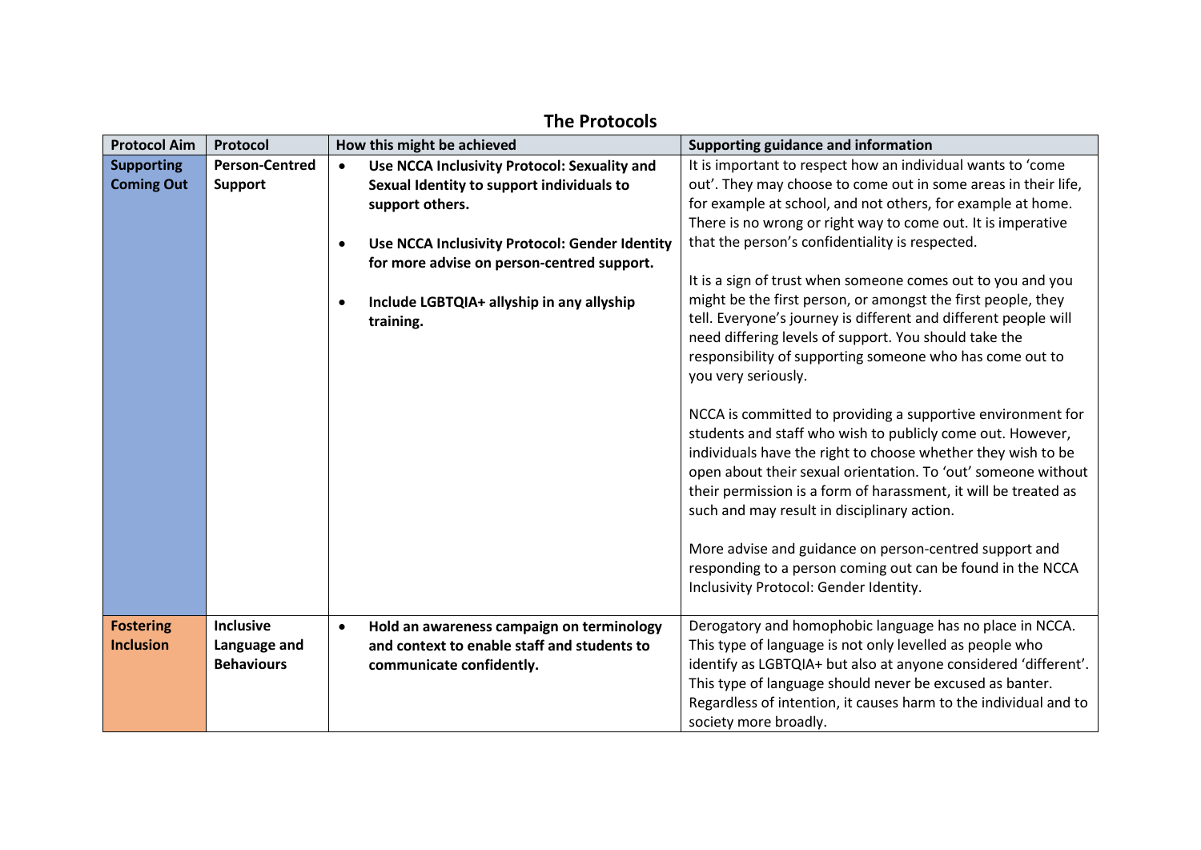## The Protocols

| Protocol Aim | Protocol | How this might be achieved | Supporting guidance and information |
|---|---|---|---|
| **Supporting Coming Out** | **Person-Centred Support** | • **Use NCCA Inclusivity Protocol: Sexuality and Sexual Identity to support individuals to support others.**<br><br>• **Use NCCA Inclusivity Protocol: Gender Identity for more advise on person-centred support.**<br><br>• **Include LGBTQIA+ allyship in any allyship training.** | It is important to respect how an individual wants to 'come out'. They may choose to come out in some areas in their life, for example at school, and not others, for example at home. There is no wrong or right way to come out. It is imperative that the person's confidentiality is respected.<br><br>It is a sign of trust when someone comes out to you and you might be the first person, or amongst the first people, they tell. Everyone's journey is different and different people will need differing levels of support. You should take the responsibility of supporting someone who has come out to you very seriously.<br><br>NCCA is committed to providing a supportive environment for students and staff who wish to publicly come out. However, individuals have the right to choose whether they wish to be open about their sexual orientation. To 'out' someone without their permission is a form of harassment, it will be treated as such and may result in disciplinary action.<br><br>More advise and guidance on person-centred support and responding to a person coming out can be found in the NCCA Inclusivity Protocol: Gender Identity. |
| **Fostering Inclusion** | **Inclusive Language and Behaviours** | • **Hold an awareness campaign on terminology and context to enable staff and students to communicate confidently.** | Derogatory and homophobic language has no place in NCCA. This type of language is not only levelled as people who identify as LGBTQIA+ but also at anyone considered 'different'. This type of language should never be excused as banter. Regardless of intention, it causes harm to the individual and to society more broadly. |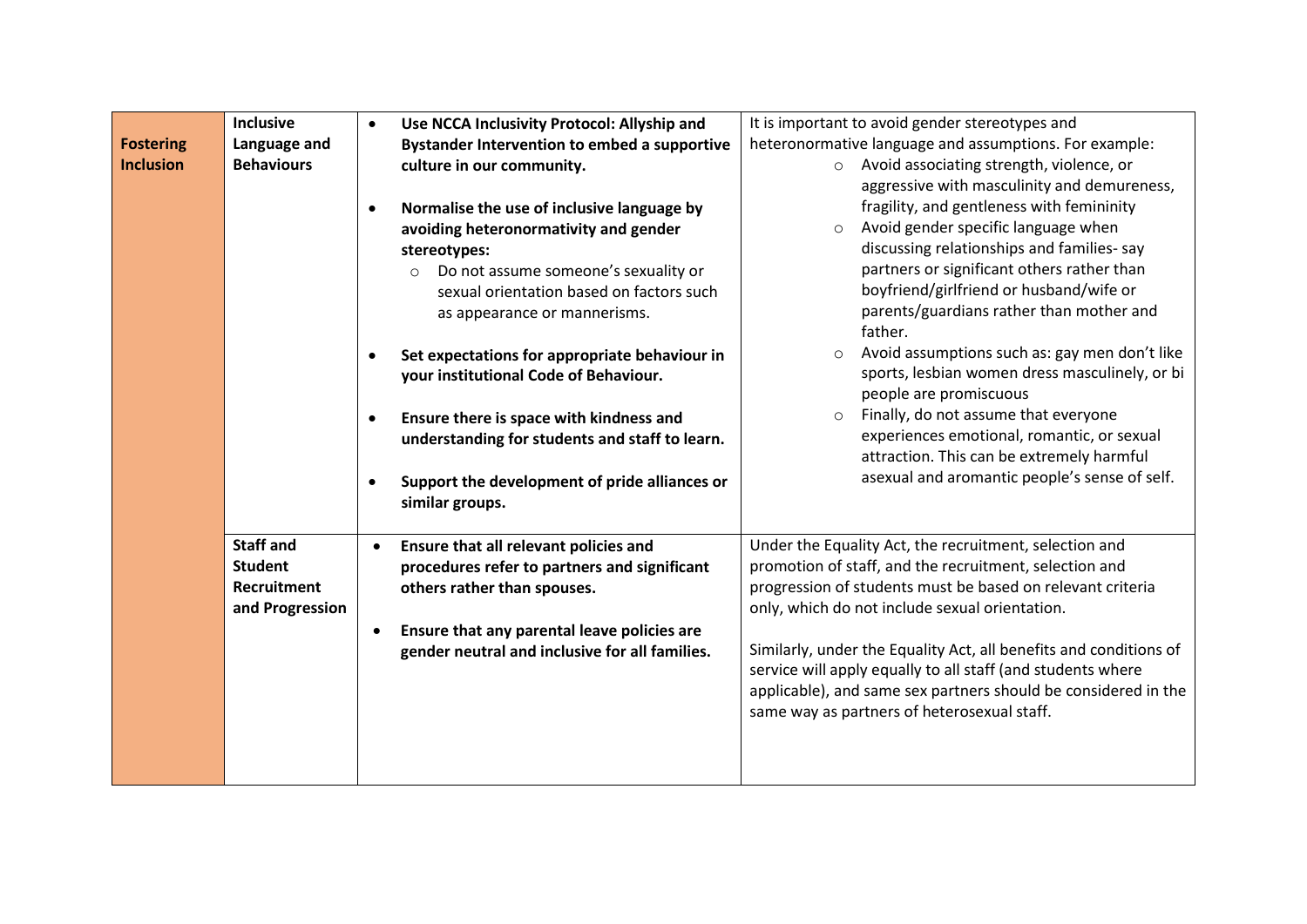| | | | |
|---|---|---|---|
| **Fostering Inclusion** | **Inclusive Language and Behaviours** | • **Use NCCA Inclusivity Protocol: Allyship and Bystander Intervention to embed a supportive culture in our community.**<br><br>• **Normalise the use of inclusive language by avoiding heteronormativity and gender stereotypes:**<br>  ○ Do not assume someone's sexuality or sexual orientation based on factors such as appearance or mannerisms.<br><br>• **Set expectations for appropriate behaviour in your institutional Code of Behaviour.**<br><br>• **Ensure there is space with kindness and understanding for students and staff to learn.**<br><br>• **Support the development of pride alliances or similar groups.** | It is important to avoid gender stereotypes and heteronormative language and assumptions. For example:<br>○ Avoid associating strength, violence, or aggressive with masculinity and demureness, fragility, and gentleness with femininity<br>○ Avoid gender specific language when discussing relationships and families- say partners or significant others rather than boyfriend/girlfriend or husband/wife or parents/guardians rather than mother and father.<br>○ Avoid assumptions such as: gay men don't like sports, lesbian women dress masculinely, or bi people are promiscuous<br>○ Finally, do not assume that everyone experiences emotional, romantic, or sexual attraction. This can be extremely harmful asexual and aromantic people's sense of self. |
| | **Staff and Student Recruitment and Progression** | • **Ensure that all relevant policies and procedures refer to partners and significant others rather than spouses.**<br><br>• **Ensure that any parental leave policies are gender neutral and inclusive for all families.** | Under the Equality Act, the recruitment, selection and promotion of staff, and the recruitment, selection and progression of students must be based on relevant criteria only, which do not include sexual orientation.<br><br>Similarly, under the Equality Act, all benefits and conditions of service will apply equally to all staff (and students where applicable), and same sex partners should be considered in the same way as partners of heterosexual staff. |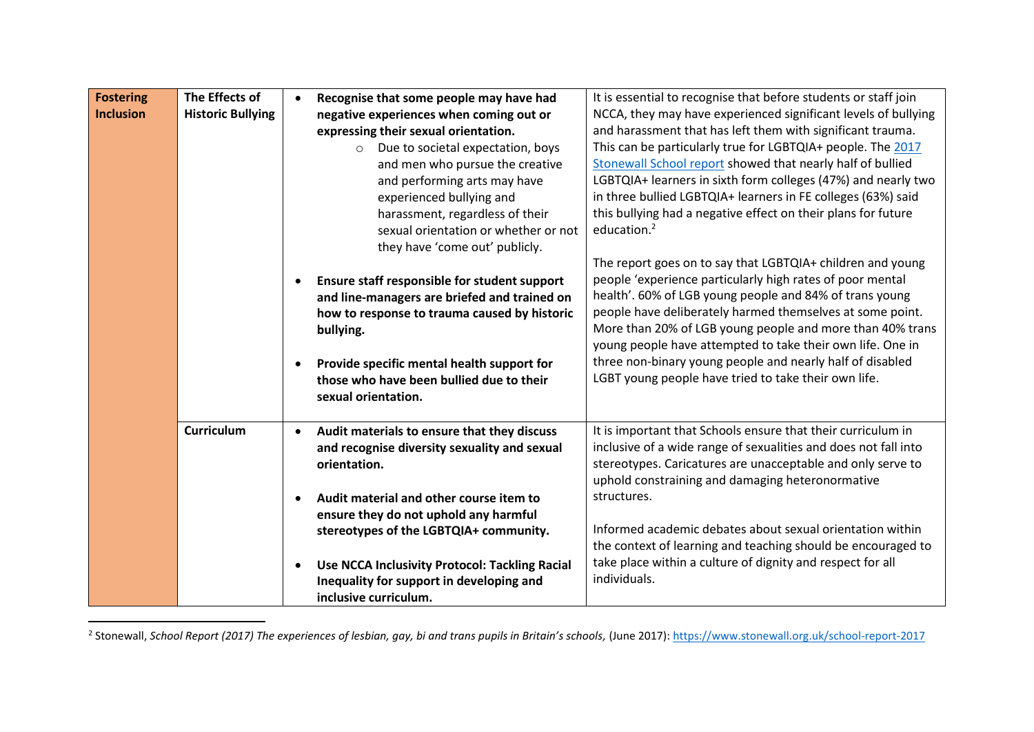| | | | |
|---|---|---|---|
| **Fostering Inclusion** | **The Effects of Historic Bullying** | • **Recognise that some people may have had negative experiences when coming out or expressing their sexual orientation.**<br>&nbsp;&nbsp;&nbsp;&nbsp;○ Due to societal expectation, boys and men who pursue the creative and performing arts may have experienced bullying and harassment, regardless of their sexual orientation or whether or not they have 'come out' publicly.<br><br>• **Ensure staff responsible for student support and line-managers are briefed and trained on how to response to trauma caused by historic bullying.**<br><br>• **Provide specific mental health support for those who have been bullied due to their sexual orientation.** | It is essential to recognise that before students or staff join NCCA, they may have experienced significant levels of bullying and harassment that has left them with significant trauma. This can be particularly true for LGBTQIA+ people. The [2017 Stonewall School report](https://www.stonewall.org.uk/school-report-2017) showed that nearly half of bullied LGBTQIA+ learners in sixth form colleges (47%) and nearly two in three bullied LGBTQIA+ learners in FE colleges (63%) said this bullying had a negative effect on their plans for future education.[2]<br><br>The report goes on to say that LGBTQIA+ children and young people 'experience particularly high rates of poor mental health'. 60% of LGB young people and 84% of trans young people have deliberately harmed themselves at some point. More than 20% of LGB young people and more than 40% trans young people have attempted to take their own life. One in three non-binary young people and nearly half of disabled LGBT young people have tried to take their own life. |
| | **Curriculum** | • **Audit materials to ensure that they discuss and recognise diversity sexuality and sexual orientation.**<br><br>• **Audit material and other course item to ensure they do not uphold any harmful stereotypes of the LGBTQIA+ community.**<br><br>• **Use NCCA Inclusivity Protocol: Tackling Racial Inequality for support in developing and inclusive curriculum.** | It is important that Schools ensure that their curriculum in inclusive of a wide range of sexualities and does not fall into stereotypes. Caricatures are unacceptable and only serve to uphold constraining and damaging heteronormative structures.<br><br>Informed academic debates about sexual orientation within the context of learning and teaching should be encouraged to take place within a culture of dignity and respect for all individuals. |

[2] Stonewall, *School Report (2017) The experiences of lesbian, gay, bi and trans pupils in Britain's schools,* (June 2017): https://www.stonewall.org.uk/school-report-2017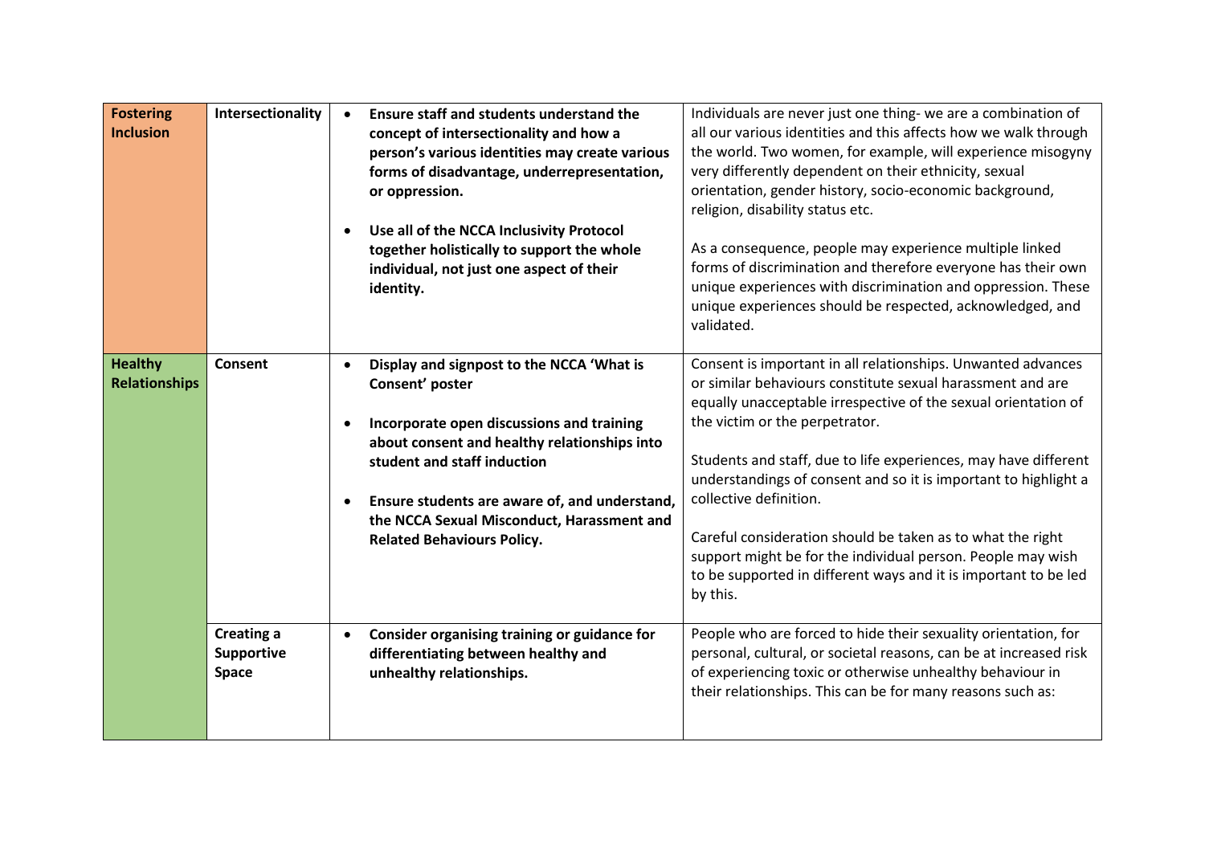| | | | |
|---|---|---|---|
| **Fostering Inclusion** | **Intersectionality** | • **Ensure staff and students understand the concept of intersectionality and how a person's various identities may create various forms of disadvantage, underrepresentation, or oppression.**<br><br>• **Use all of the NCCA Inclusivity Protocol together holistically to support the whole individual, not just one aspect of their identity.** | Individuals are never just one thing- we are a combination of all our various identities and this affects how we walk through the world. Two women, for example, will experience misogyny very differently dependent on their ethnicity, sexual orientation, gender history, socio-economic background, religion, disability status etc.<br><br>As a consequence, people may experience multiple linked forms of discrimination and therefore everyone has their own unique experiences with discrimination and oppression. These unique experiences should be respected, acknowledged, and validated. |
| **Healthy Relationships** | **Consent** | • **Display and signpost to the NCCA 'What is Consent' poster**<br><br>• **Incorporate open discussions and training about consent and healthy relationships into student and staff induction**<br><br>• **Ensure students are aware of, and understand, the NCCA Sexual Misconduct, Harassment and Related Behaviours Policy.** | Consent is important in all relationships. Unwanted advances or similar behaviours constitute sexual harassment and are equally unacceptable irrespective of the sexual orientation of the victim or the perpetrator.<br><br>Students and staff, due to life experiences, may have different understandings of consent and so it is important to highlight a collective definition.<br><br>Careful consideration should be taken as to what the right support might be for the individual person. People may wish to be supported in different ways and it is important to be led by this. |
| | **Creating a Supportive Space** | • **Consider organising training or guidance for differentiating between healthy and unhealthy relationships.** | People who are forced to hide their sexuality orientation, for personal, cultural, or societal reasons, can be at increased risk of experiencing toxic or otherwise unhealthy behaviour in their relationships. This can be for many reasons such as: |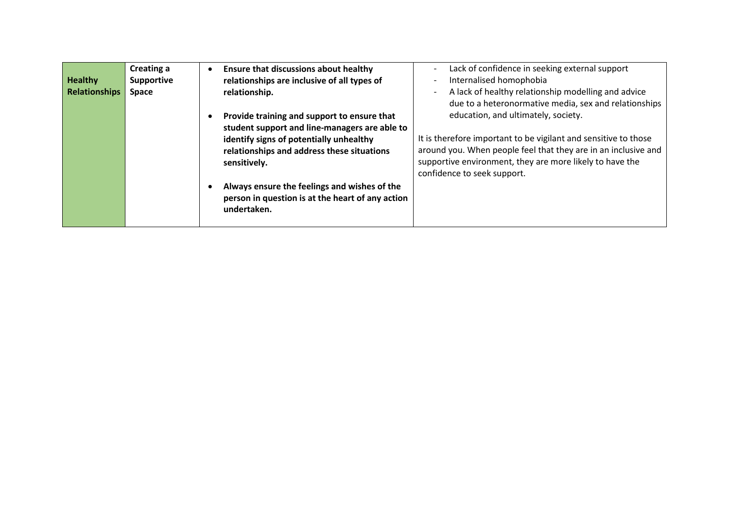| | | | |
|---|---|---|---|
| **Healthy Relationships** | **Creating a Supportive Space** | • **Ensure that discussions about healthy relationships are inclusive of all types of relationship.**<br><br>• **Provide training and support to ensure that student support and line-managers are able to identify signs of potentially unhealthy relationships and address these situations sensitively.**<br><br>• **Always ensure the feelings and wishes of the person in question is at the heart of any action undertaken.** | - Lack of confidence in seeking external support<br>- Internalised homophobia<br>- A lack of healthy relationship modelling and advice due to a heteronormative media, sex and relationships education, and ultimately, society.<br><br>It is therefore important to be vigilant and sensitive to those around you. When people feel that they are in an inclusive and supportive environment, they are more likely to have the confidence to seek support. |